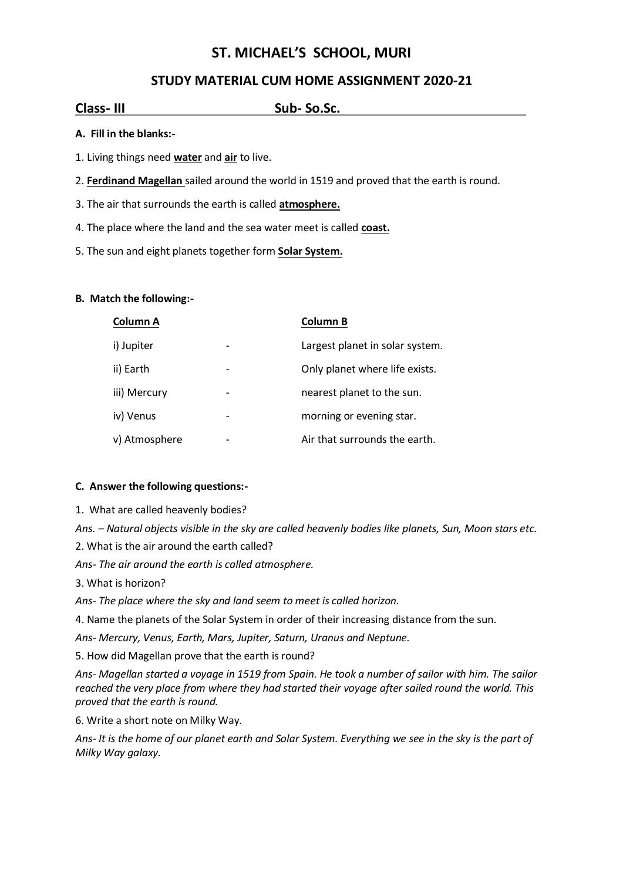# ST. MICHAEL'S SCHOOL, MURI

## STUDY MATERIAL CUM HOME ASSIGNMENT 2020-21

**Class- III** **Sub- So.Sc.**

**A. Fill in the blanks:-**

1. Living things need **water** and **air** to live.

2. **Ferdinand Magellan** sailed around the world in 1519 and proved that the earth is round.

3. The air that surrounds the earth is called **atmosphere.**

4. The place where the land and the sea water meet is called **coast.**

5. The sun and eight planets together form **Solar System.**

**B. Match the following:-**

| Column A | | Column B |
|---|---|---|
| i) Jupiter | - | Largest planet in solar system. |
| ii) Earth | - | Only planet where life exists. |
| iii) Mercury | - | nearest planet to the sun. |
| iv) Venus | - | morning or evening star. |
| v) Atmosphere | - | Air that surrounds the earth. |

**C. Answer the following questions:-**

1. What are called heavenly bodies?

*Ans. – Natural objects visible in the sky are called heavenly bodies like planets, Sun, Moon stars etc.*

2. What is the air around the earth called?

*Ans- The air around the earth is called atmosphere.*

3. What is horizon?

*Ans- The place where the sky and land seem to meet is called horizon.*

4. Name the planets of the Solar System in order of their increasing distance from the sun.

*Ans- Mercury, Venus, Earth, Mars, Jupiter, Saturn, Uranus and Neptune.*

5. How did Magellan prove that the earth is round?

*Ans- Magellan started a voyage in 1519 from Spain. He took a number of sailor with him. The sailor reached the very place from where they had started their voyage after sailed round the world. This proved that the earth is round.*

6. Write a short note on Milky Way.

*Ans- It is the home of our planet earth and Solar System. Everything we see in the sky is the part of Milky Way galaxy.*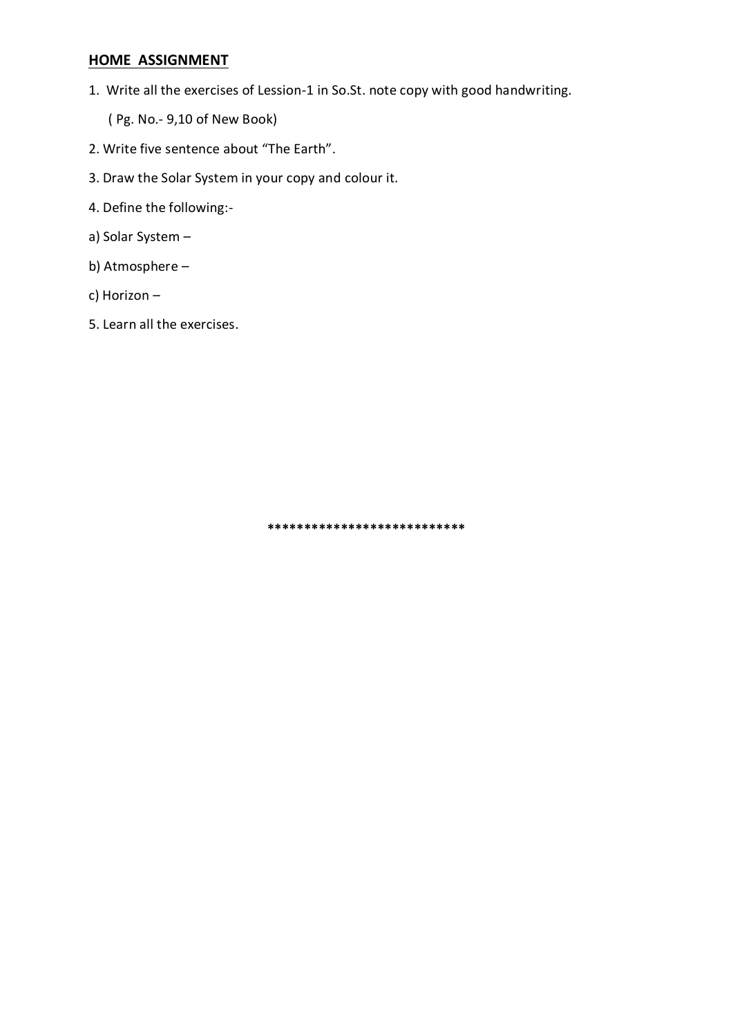**<u>HOME ASSIGNMENT</u>**

1. Write all the exercises of Lession-1 in So.St. note copy with good handwriting.

   ( Pg. No.- 9,10 of New Book)

2. Write five sentence about "The Earth".
3. Draw the Solar System in your copy and colour it.
4. Define the following:-

a) Solar System –

b) Atmosphere –

c) Horizon –

5. Learn all the exercises.

**************************